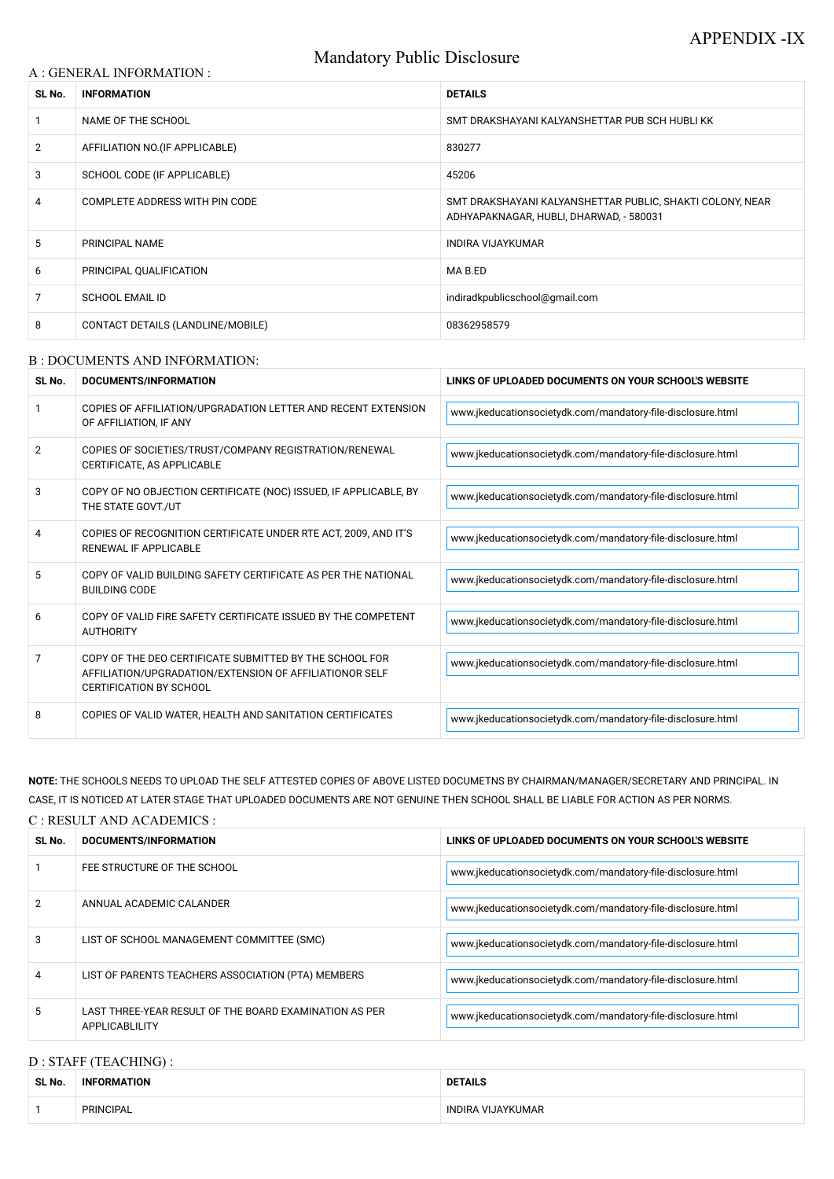APPENDIX -IX

# Mandatory Public Disclosure

## A : GENERAL INFORMATION :

| SL No. | INFORMATION | DETAILS |
|---|---|---|
| 1 | NAME OF THE SCHOOL | SMT DRAKSHAYANI KALYANSHETTAR PUB SCH HUBLI KK |
| 2 | AFFILIATION NO.(IF APPLICABLE) | 830277 |
| 3 | SCHOOL CODE (IF APPLICABLE) | 45206 |
| 4 | COMPLETE ADDRESS WITH PIN CODE | SMT DRAKSHAYANI KALYANSHETTAR PUBLIC, SHAKTI COLONY, NEAR ADHYAPAKNAGAR, HUBLI, DHARWAD, - 580031 |
| 5 | PRINCIPAL NAME | INDIRA VIJAYKUMAR |
| 6 | PRINCIPAL QUALIFICATION | MA B.ED |
| 7 | SCHOOL EMAIL ID | indiradkpublicschool@gmail.com |
| 8 | CONTACT DETAILS (LANDLINE/MOBILE) | 08362958579 |

## B : DOCUMENTS AND INFORMATION:

| SL No. | DOCUMENTS/INFORMATION | LINKS OF UPLOADED DOCUMENTS ON YOUR SCHOOL'S WEBSITE |
|---|---|---|
| 1 | COPIES OF AFFILIATION/UPGRADATION LETTER AND RECENT EXTENSION OF AFFILIATION, IF ANY | www.jkeducationsocietydk.com/mandatory-file-disclosure.html |
| 2 | COPIES OF SOCIETIES/TRUST/COMPANY REGISTRATION/RENEWAL CERTIFICATE, AS APPLICABLE | www.jkeducationsocietydk.com/mandatory-file-disclosure.html |
| 3 | COPY OF NO OBJECTION CERTIFICATE (NOC) ISSUED, IF APPLICABLE, BY THE STATE GOVT./UT | www.jkeducationsocietydk.com/mandatory-file-disclosure.html |
| 4 | COPIES OF RECOGNITION CERTIFICATE UNDER RTE ACT, 2009, AND IT'S RENEWAL IF APPLICABLE | www.jkeducationsocietydk.com/mandatory-file-disclosure.html |
| 5 | COPY OF VALID BUILDING SAFETY CERTIFICATE AS PER THE NATIONAL BUILDING CODE | www.jkeducationsocietydk.com/mandatory-file-disclosure.html |
| 6 | COPY OF VALID FIRE SAFETY CERTIFICATE ISSUED BY THE COMPETENT AUTHORITY | www.jkeducationsocietydk.com/mandatory-file-disclosure.html |
| 7 | COPY OF THE DEO CERTIFICATE SUBMITTED BY THE SCHOOL FOR AFFILIATION/UPGRADATION/EXTENSION OF AFFILIATIONOR SELF CERTIFICATION BY SCHOOL | www.jkeducationsocietydk.com/mandatory-file-disclosure.html |
| 8 | COPIES OF VALID WATER, HEALTH AND SANITATION CERTIFICATES | www.jkeducationsocietydk.com/mandatory-file-disclosure.html |

**NOTE:** THE SCHOOLS NEEDS TO UPLOAD THE SELF ATTESTED COPIES OF ABOVE LISTED DOCUMETNS BY CHAIRMAN/MANAGER/SECRETARY AND PRINCIPAL. IN CASE, IT IS NOTICED AT LATER STAGE THAT UPLOADED DOCUMENTS ARE NOT GENUINE THEN SCHOOL SHALL BE LIABLE FOR ACTION AS PER NORMS.

## C : RESULT AND ACADEMICS :

| SL No. | DOCUMENTS/INFORMATION | LINKS OF UPLOADED DOCUMENTS ON YOUR SCHOOL'S WEBSITE |
|---|---|---|
| 1 | FEE STRUCTURE OF THE SCHOOL | www.jkeducationsocietydk.com/mandatory-file-disclosure.html |
| 2 | ANNUAL ACADEMIC CALANDER | www.jkeducationsocietydk.com/mandatory-file-disclosure.html |
| 3 | LIST OF SCHOOL MANAGEMENT COMMITTEE (SMC) | www.jkeducationsocietydk.com/mandatory-file-disclosure.html |
| 4 | LIST OF PARENTS TEACHERS ASSOCIATION (PTA) MEMBERS | www.jkeducationsocietydk.com/mandatory-file-disclosure.html |
| 5 | LAST THREE-YEAR RESULT OF THE BOARD EXAMINATION AS PER APPLICABLILITY | www.jkeducationsocietydk.com/mandatory-file-disclosure.html |

## D : STAFF (TEACHING) :

| SL No. | INFORMATION | DETAILS |
|---|---|---|
| 1 | PRINCIPAL | INDIRA VIJAYKUMAR |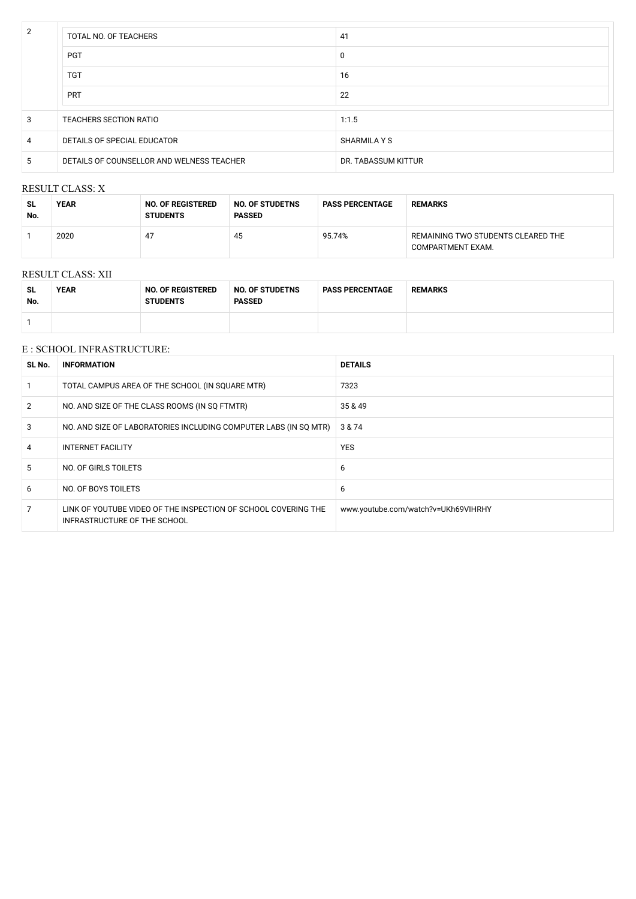| | | |
|---|---|---|
| 2 | TOTAL NO. OF TEACHERS | 41 |
| | PGT | 0 |
| | TGT | 16 |
| | PRT | 22 |
| 3 | TEACHERS SECTION RATIO | 1:1.5 |
| 4 | DETAILS OF SPECIAL EDUCATOR | SHARMILA Y S |
| 5 | DETAILS OF COUNSELLOR AND WELNESS TEACHER | DR. TABASSUM KITTUR |

## RESULT CLASS: X

| SL No. | YEAR | NO. OF REGISTERED STUDENTS | NO. OF STUDETNS PASSED | PASS PERCENTAGE | REMARKS |
|---|---|---|---|---|---|
| 1 | 2020 | 47 | 45 | 95.74% | REMAINING TWO STUDENTS CLEARED THE COMPARTMENT EXAM. |

## RESULT CLASS: XII

| SL No. | YEAR | NO. OF REGISTERED STUDENTS | NO. OF STUDETNS PASSED | PASS PERCENTAGE | REMARKS |
|---|---|---|---|---|---|
| 1 | | | | | |

## E : SCHOOL INFRASTRUCTURE:

| SL No. | INFORMATION | DETAILS |
|---|---|---|
| 1 | TOTAL CAMPUS AREA OF THE SCHOOL (IN SQUARE MTR) | 7323 |
| 2 | NO. AND SIZE OF THE CLASS ROOMS (IN SQ FTMTR) | 35 & 49 |
| 3 | NO. AND SIZE OF LABORATORIES INCLUDING COMPUTER LABS (IN SQ MTR) | 3 & 74 |
| 4 | INTERNET FACILITY | YES |
| 5 | NO. OF GIRLS TOILETS | 6 |
| 6 | NO. OF BOYS TOILETS | 6 |
| 7 | LINK OF YOUTUBE VIDEO OF THE INSPECTION OF SCHOOL COVERING THE INFRASTRUCTURE OF THE SCHOOL | www.youtube.com/watch?v=UKh69VIHRHY |